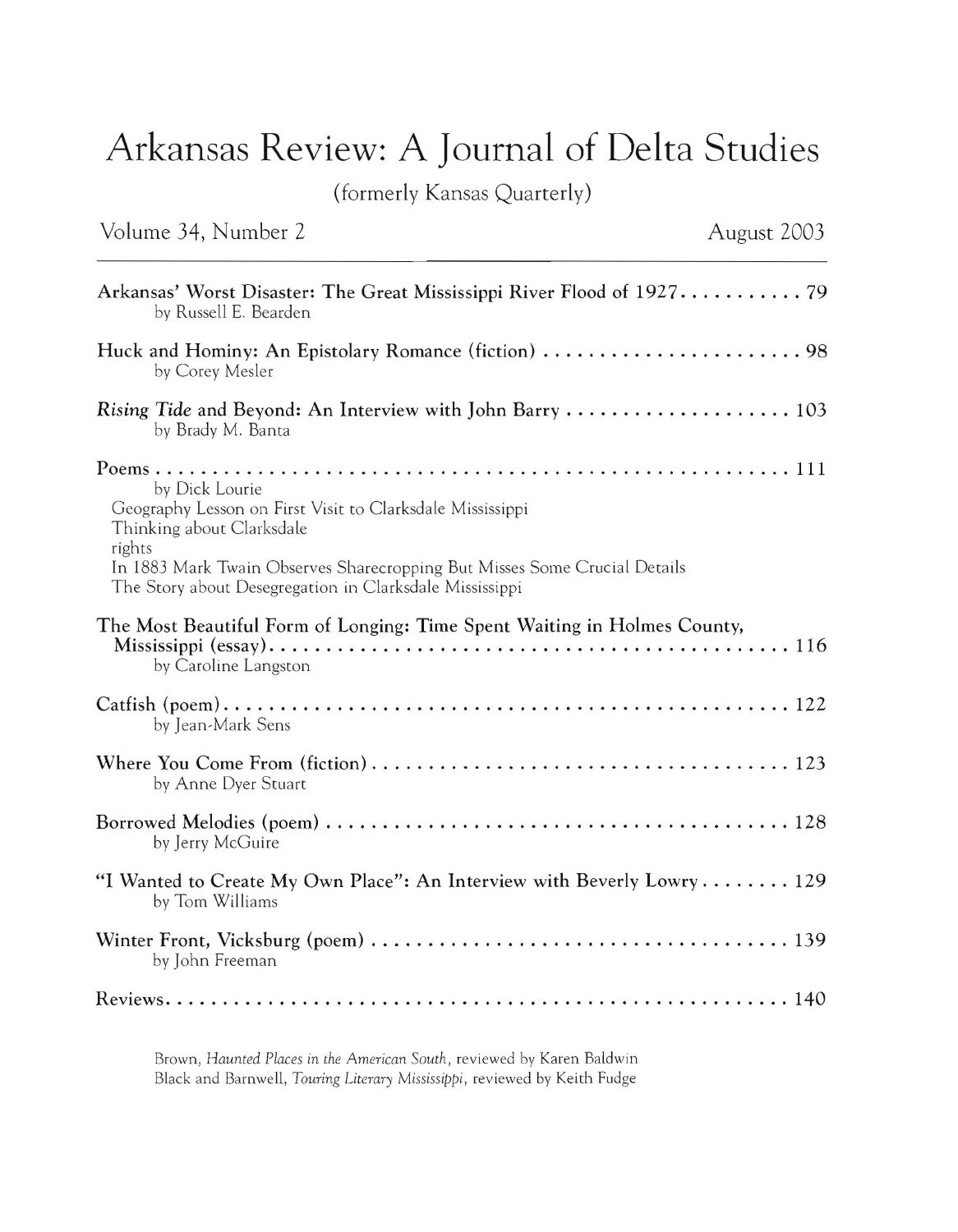# Arkansas Review: A Journal of Delta Studies

(formerly Kansas Quarterly)

Volume 34, Number 2 August 2003

---

Arkansas' Worst Disaster: The Great Mississippi River Flood of 1927 . . . . . . . . . . . 79
by Russell E. Bearden

Huck and Hominy: An Epistolary Romance (fiction) . . . . . . . . . . . . . . . . . . . . . . . . 98
by Corey Mesler

*Rising Tide* and Beyond: An Interview with John Barry . . . . . . . . . . . . . . . . . . . . 103
by Brady M. Banta

Poems . . . . . . . . . . . . . . . . . . . . . . . . . . . . . . . . . . . . . . . . . . . . . . . . . . . . . 111
by Dick Lourie
Geography Lesson on First Visit to Clarksdale Mississippi
Thinking about Clarksdale
rights
In 1883 Mark Twain Observes Sharecropping But Misses Some Crucial Details
The Story about Desegregation in Clarksdale Mississippi

The Most Beautiful Form of Longing: Time Spent Waiting in Holmes County, Mississippi (essay) . . . . . . . . . . . . . . . . . . . . . . . . . . . . . . . . . . . . . . . . . . . . . 116
by Caroline Langston

Catfish (poem) . . . . . . . . . . . . . . . . . . . . . . . . . . . . . . . . . . . . . . . . . . . . . . . . 122
by Jean-Mark Sens

Where You Come From (fiction) . . . . . . . . . . . . . . . . . . . . . . . . . . . . . . . . . . . . 123
by Anne Dyer Stuart

Borrowed Melodies (poem) . . . . . . . . . . . . . . . . . . . . . . . . . . . . . . . . . . . . . . . 128
by Jerry McGuire

"I Wanted to Create My Own Place": An Interview with Beverly Lowry . . . . . . . . 129
by Tom Williams

Winter Front, Vicksburg (poem) . . . . . . . . . . . . . . . . . . . . . . . . . . . . . . . . . . . . 139
by John Freeman

Reviews . . . . . . . . . . . . . . . . . . . . . . . . . . . . . . . . . . . . . . . . . . . . . . . . . . . . . 140

Brown, *Haunted Places in the American South*, reviewed by Karen Baldwin
Black and Barnwell, *Touring Literary Mississippi*, reviewed by Keith Fudge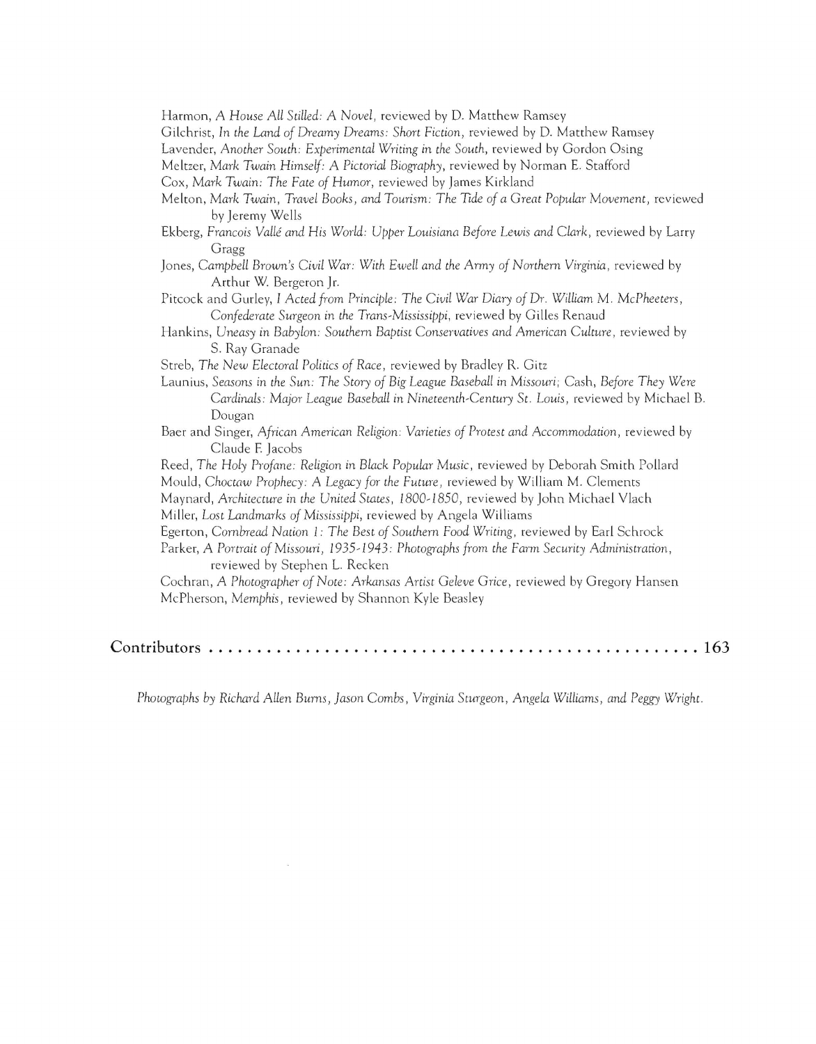Harmon, *A House All Stilled: A Novel*, reviewed by D. Matthew Ramsey

Gilchrist, *In the Land of Dreamy Dreams: Short Fiction*, reviewed by D. Matthew Ramsey

Lavender, *Another South: Experimental Writing in the South*, reviewed by Gordon Osing

Meltzer, *Mark Twain Himself: A Pictorial Biography*, reviewed by Norman E. Stafford

Cox, *Mark Twain: The Fate of Humor*, reviewed by James Kirkland

Melton, *Mark Twain, Travel Books, and Tourism: The Tide of a Great Popular Movement*, reviewed by Jeremy Wells

Ekberg, *Francois Vallé and His World: Upper Louisiana Before Lewis and Clark*, reviewed by Larry Gragg

Jones, *Campbell Brown's Civil War: With Ewell and the Army of Northern Virginia*, reviewed by Arthur W. Bergeron Jr.

Pitcock and Gurley, *I Acted from Principle: The Civil War Diary of Dr. William M. McPheeters, Confederate Surgeon in the Trans-Mississippi*, reviewed by Gilles Renaud

Hankins, *Uneasy in Babylon: Southern Baptist Conservatives and American Culture*, reviewed by S. Ray Granade

Streb, *The New Electoral Politics of Race*, reviewed by Bradley R. Gitz

Launius, *Seasons in the Sun: The Story of Big League Baseball in Missouri*; Cash, *Before They Were Cardinals: Major League Baseball in Nineteenth-Century St. Louis*, reviewed by Michael B. Dougan

Baer and Singer, *African American Religion: Varieties of Protest and Accommodation*, reviewed by Claude F. Jacobs

Reed, *The Holy Profane: Religion in Black Popular Music*, reviewed by Deborah Smith Pollard

Mould, *Choctaw Prophecy: A Legacy for the Future*, reviewed by William M. Clements

Maynard, *Architecture in the United States, 1800-1850*, reviewed by John Michael Vlach

Miller, *Lost Landmarks of Mississippi*, reviewed by Angela Williams

Egerton, *Cornbread Nation 1: The Best of Southern Food Writing*, reviewed by Earl Schrock

Parker, *A Portrait of Missouri, 1935-1943: Photographs from the Farm Security Administration*, reviewed by Stephen L. Recken

Cochran, *A Photographer of Note: Arkansas Artist Geleve Grice*, reviewed by Gregory Hansen

McPherson, *Memphis*, reviewed by Shannon Kyle Beasley

**Contributors . . . . . . . . . . . . . . . . . . . . . . . . . . . . . . . . . . . . . . . . . . . . . . . 163**

*Photographs by Richard Allen Burns, Jason Combs, Virginia Sturgeon, Angela Williams, and Peggy Wright.*